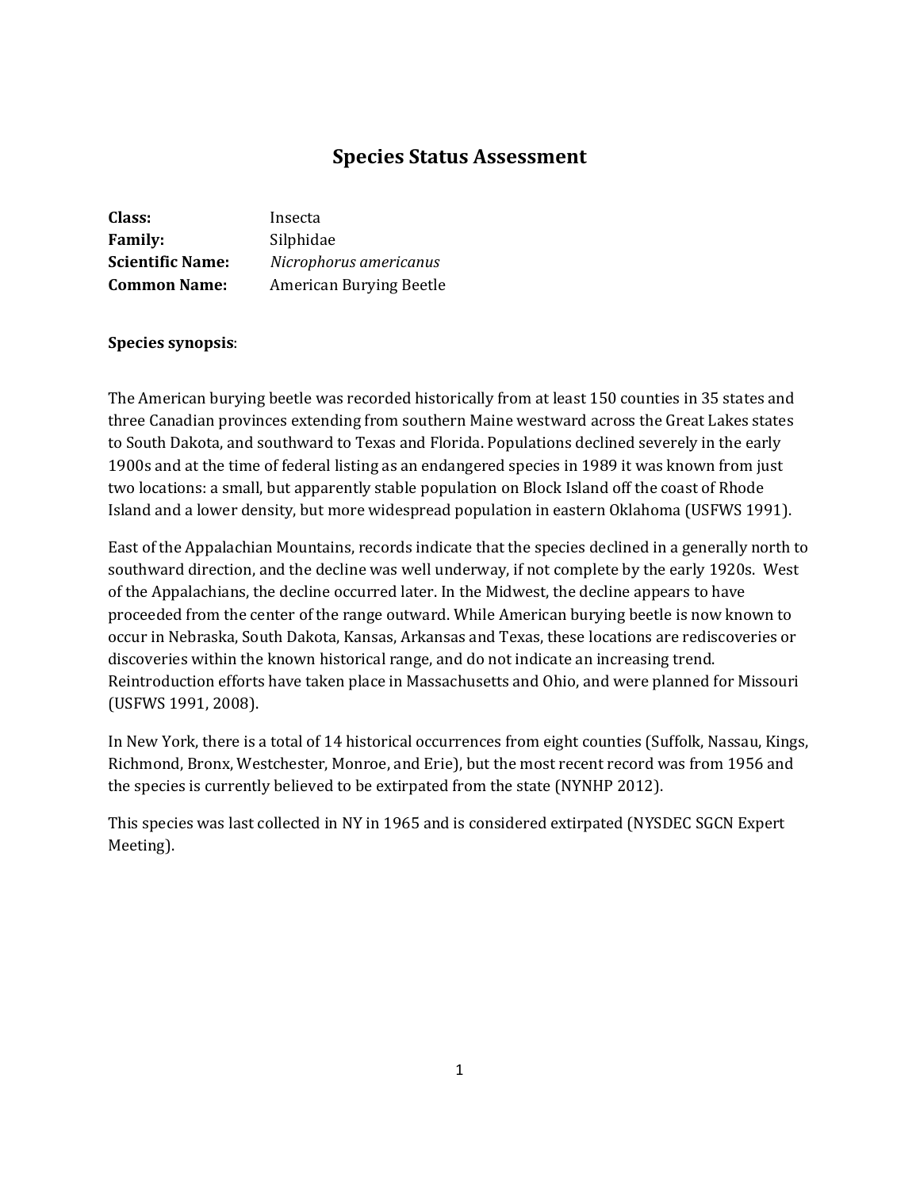# Species Status Assessment

| | |
|---|---|
| **Class:** | Insecta |
| **Family:** | Silphidae |
| **Scientific Name:** | *Nicrophorus americanus* |
| **Common Name:** | American Burying Beetle |

**Species synopsis**:

The American burying beetle was recorded historically from at least 150 counties in 35 states and three Canadian provinces extending from southern Maine westward across the Great Lakes states to South Dakota, and southward to Texas and Florida. Populations declined severely in the early 1900s and at the time of federal listing as an endangered species in 1989 it was known from just two locations: a small, but apparently stable population on Block Island off the coast of Rhode Island and a lower density, but more widespread population in eastern Oklahoma (USFWS 1991).

East of the Appalachian Mountains, records indicate that the species declined in a generally north to southward direction, and the decline was well underway, if not complete by the early 1920s. West of the Appalachians, the decline occurred later. In the Midwest, the decline appears to have proceeded from the center of the range outward. While American burying beetle is now known to occur in Nebraska, South Dakota, Kansas, Arkansas and Texas, these locations are rediscoveries or discoveries within the known historical range, and do not indicate an increasing trend. Reintroduction efforts have taken place in Massachusetts and Ohio, and were planned for Missouri (USFWS 1991, 2008).

In New York, there is a total of 14 historical occurrences from eight counties (Suffolk, Nassau, Kings, Richmond, Bronx, Westchester, Monroe, and Erie), but the most recent record was from 1956 and the species is currently believed to be extirpated from the state (NYNHP 2012).

This species was last collected in NY in 1965 and is considered extirpated (NYSDEC SGCN Expert Meeting).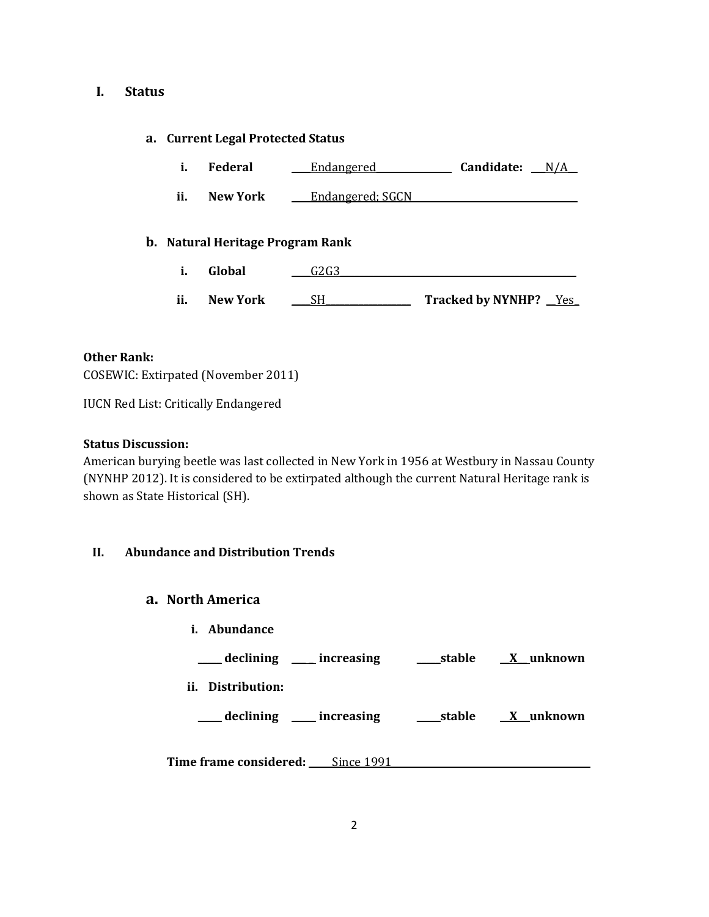## I. Status

### a. Current Legal Protected Status

**i. Federal** ____Endangered______________ **Candidate:** ___N/A__

**ii. New York** ____Endangered; SGCN______________________________

### b. Natural Heritage Program Rank

**i. Global** ____G2G3_____________________________________________

**ii. New York** ____SH________________ **Tracked by NYNHP?** __Yes_

**Other Rank:**

COSEWIC: Extirpated (November 2011)

IUCN Red List: Critically Endangered

**Status Discussion:**

American burying beetle was last collected in New York in 1956 at Westbury in Nassau County (NYNHP 2012). It is considered to be extirpated although the current Natural Heritage rank is shown as State Historical (SH).

## II. Abundance and Distribution Trends

### a. North America

**i. Abundance**

_____ **declining** ___ _ **increasing** _____**stable** __X__**unknown**

**ii. Distribution:**

_____ **declining** _____ **increasing** _____**stable** __X__**unknown**

**Time frame considered:** _____Since 1991_______________________________________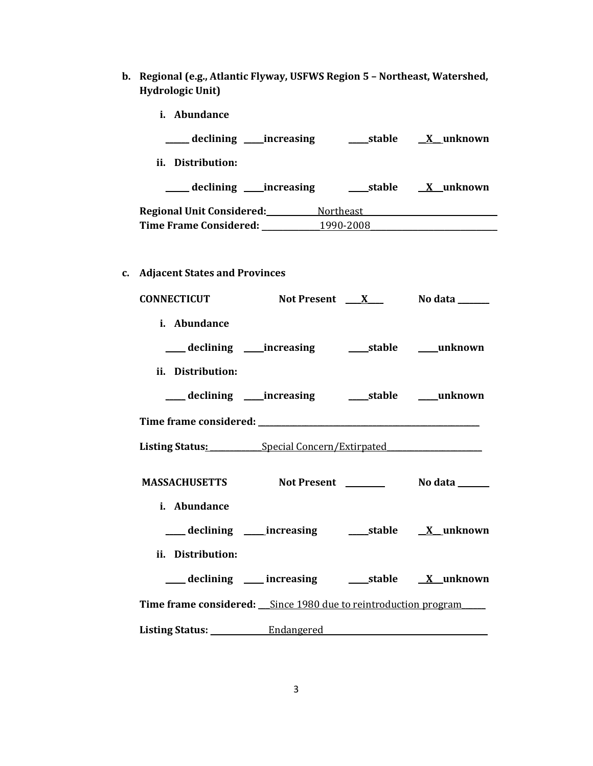**b. Regional (e.g., Atlantic Flyway, USFWS Region 5 – Northeast, Watershed, Hydrologic Unit)**

**i. Abundance**

**_____ declining _____increasing _____stable __X__ unknown**

**ii. Distribution:**

**_____ declining _____increasing _____stable __X__ unknown**

**Regional Unit Considered:** ___Northeast___

**Time Frame Considered:** ___1990-2008___

**c. Adjacent States and Provinces**

**CONNECTICUT** **Not Present** __X__ **No data** _____

**i. Abundance**

**_____ declining _____increasing _____stable _____unknown**

**ii. Distribution:**

**_____ declining _____increasing _____stable _____unknown**

**Time frame considered:** _______________

**Listing Status:** ___Special Concern/Extirpated___

**MASSACHUSETTS** **Not Present** _____ **No data** _____

**i. Abundance**

**_____ declining _____increasing _____stable __X__ unknown**

**ii. Distribution:**

**_____ declining _____ increasing _____stable __X__ unknown**

**Time frame considered:** ___Since 1980 due to reintroduction program___

**Listing Status:** ___Endangered___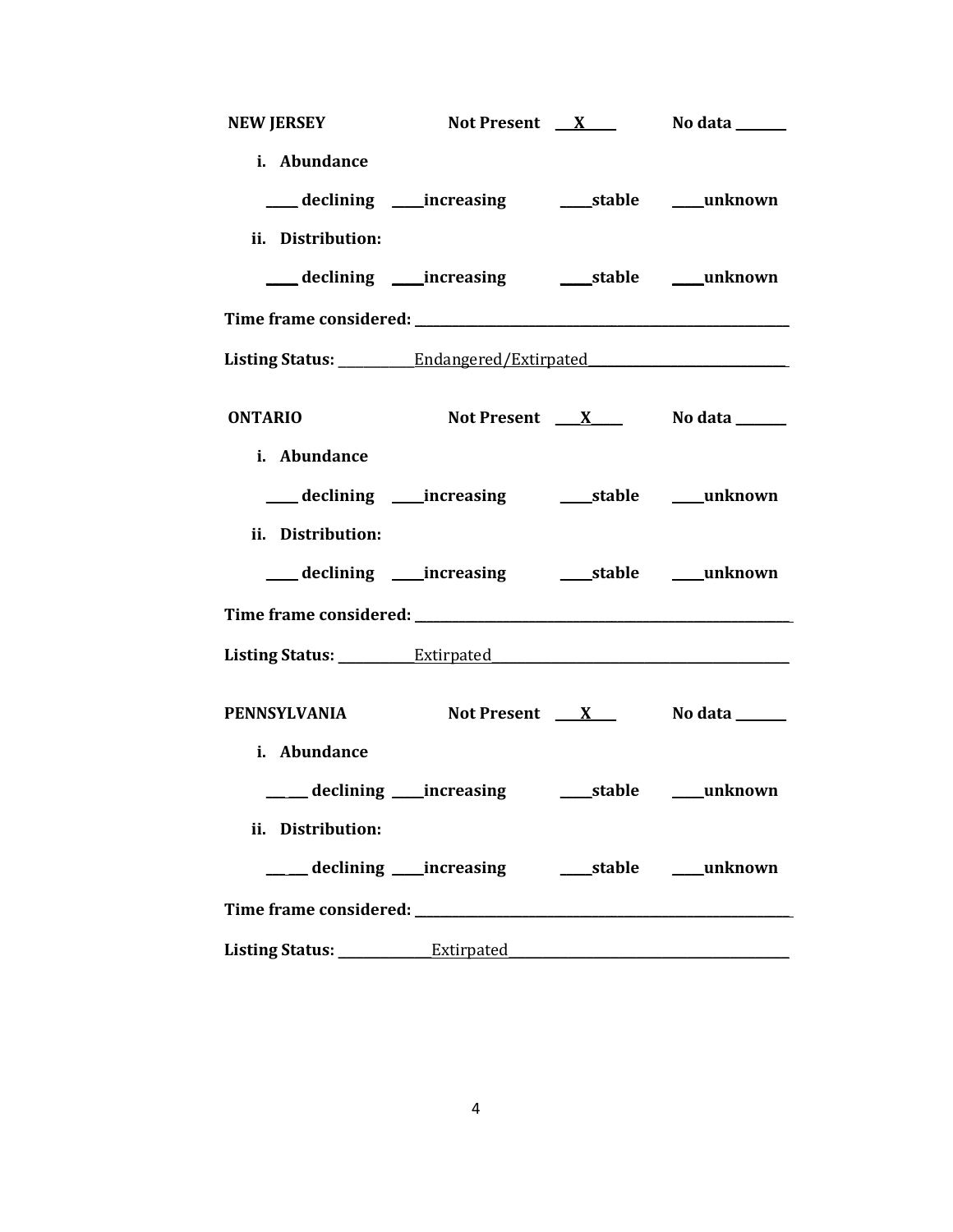**NEW JERSEY** **Not Present \_\_X\_\_\_** **No data \_\_\_\_\_\_**

i. **Abundance**

\_\_\_\_ declining \_\_\_\_increasing \_\_\_\_stable \_\_\_\_unknown

ii. **Distribution:**

\_\_\_\_ declining \_\_\_\_increasing \_\_\_\_stable \_\_\_\_unknown

**Time frame considered:** \_\_\_\_\_\_\_\_\_\_\_\_\_\_\_\_\_\_\_\_\_\_\_\_\_\_\_\_\_\_\_\_\_\_\_\_\_\_\_\_\_\_\_\_

**Listing Status:** \_\_\_\_\_\_\_\_\_\_Endangered/Extirpated\_\_\_\_\_\_\_\_\_\_\_\_\_\_\_\_\_\_\_\_\_\_\_\_\_\_\_

**ONTARIO** **Not Present \_\_\_X\_\_\_\_** **No data \_\_\_\_\_\_**

i. **Abundance**

\_\_\_\_ declining \_\_\_\_increasing \_\_\_\_stable \_\_\_\_unknown

ii. **Distribution:**

\_\_\_\_ declining \_\_\_\_increasing \_\_\_\_stable \_\_\_\_unknown

**Time frame considered:** \_\_\_\_\_\_\_\_\_\_\_\_\_\_\_\_\_\_\_\_\_\_\_\_\_\_\_\_\_\_\_\_\_\_\_\_\_\_\_\_\_\_\_\_

**Listing Status:** \_\_\_\_\_\_\_\_\_\_Extirpated\_\_\_\_\_\_\_\_\_\_\_\_\_\_\_\_\_\_\_\_\_\_\_\_\_\_\_\_\_\_\_\_\_\_\_\_\_

**PENNSYLVANIA** **Not Present \_\_\_X\_\_\_** **No data \_\_\_\_\_\_**

i. **Abundance**

\_\_\_\_\_ declining \_\_\_\_increasing \_\_\_\_stable \_\_\_\_unknown

ii. **Distribution:**

\_\_\_\_\_ declining \_\_\_\_increasing \_\_\_\_stable \_\_\_\_unknown

**Time frame considered:** \_\_\_\_\_\_\_\_\_\_\_\_\_\_\_\_\_\_\_\_\_\_\_\_\_\_\_\_\_\_\_\_\_\_\_\_\_\_\_\_\_\_\_\_

**Listing Status:** \_\_\_\_\_\_\_\_\_\_\_\_Extirpated\_\_\_\_\_\_\_\_\_\_\_\_\_\_\_\_\_\_\_\_\_\_\_\_\_\_\_\_\_\_\_\_\_\_\_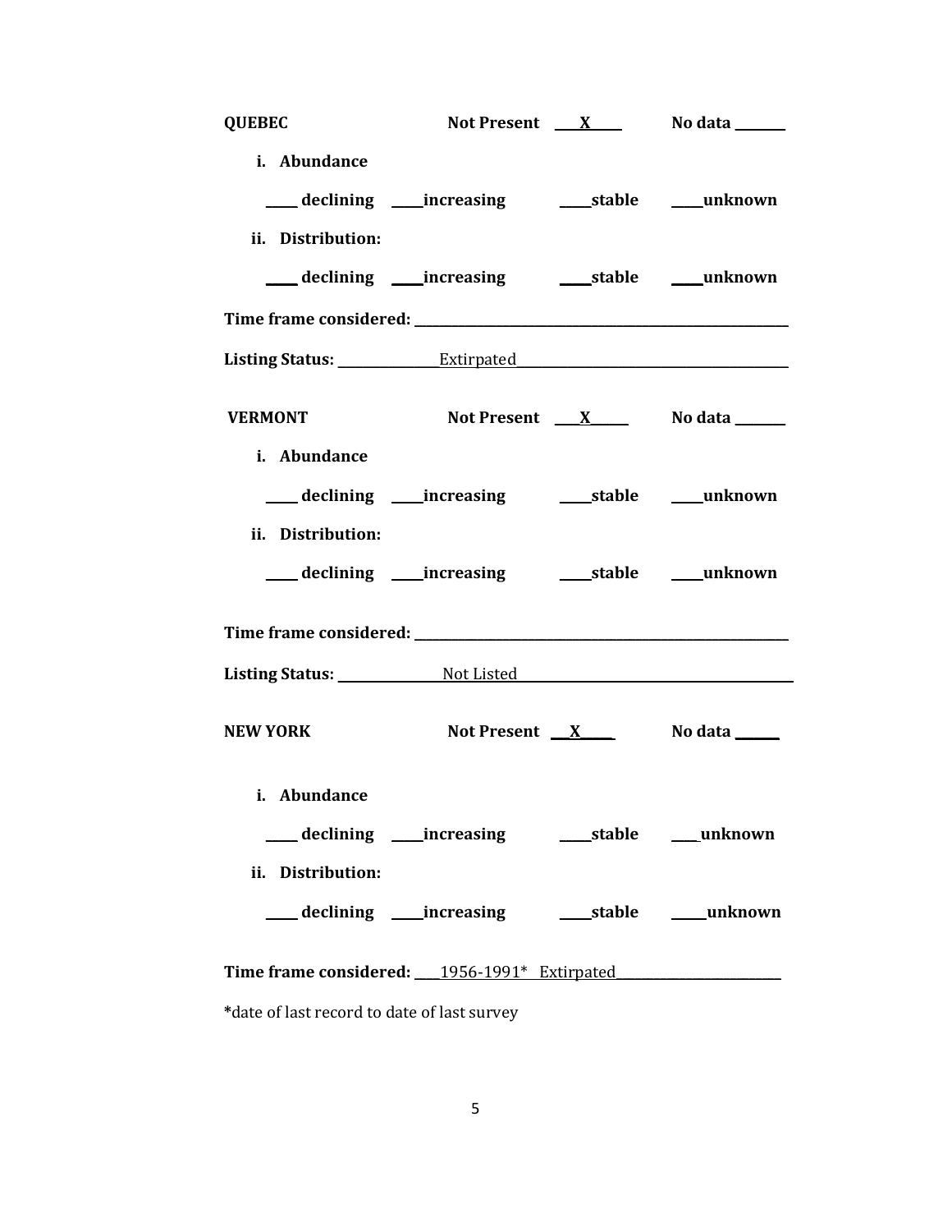**QUEBEC** **Not Present** ___X_____ **No data** _______

i. **Abundance**

_____ **declining** _____**increasing** _____**stable** _____**unknown**

ii. **Distribution:**

_____ **declining** _____**increasing** _____**stable** _____**unknown**

**Time frame considered:** ______________________________

**Listing Status:** _______________Extirpated______________________________

**VERMONT** **Not Present** ____X______ **No data** _______

i. **Abundance**

_____ **declining** _____**increasing** _____**stable** _____**unknown**

ii. **Distribution:**

_____ **declining** _____**increasing** _____**stable** _____**unknown**

**Time frame considered:** ______________________________

**Listing Status:** ________________Not Listed______________________________

**NEW YORK** **Not Present** ___X_____ **No data** ______

i. **Abundance**

_____ **declining** _____**increasing** _____**stable** ____**unknown**

ii. **Distribution:**

_____ **declining** _____**increasing** _____**stable** _____**unknown**

**Time frame considered:** ____1956-1991* Extirpated________________________

*date of last record to date of last survey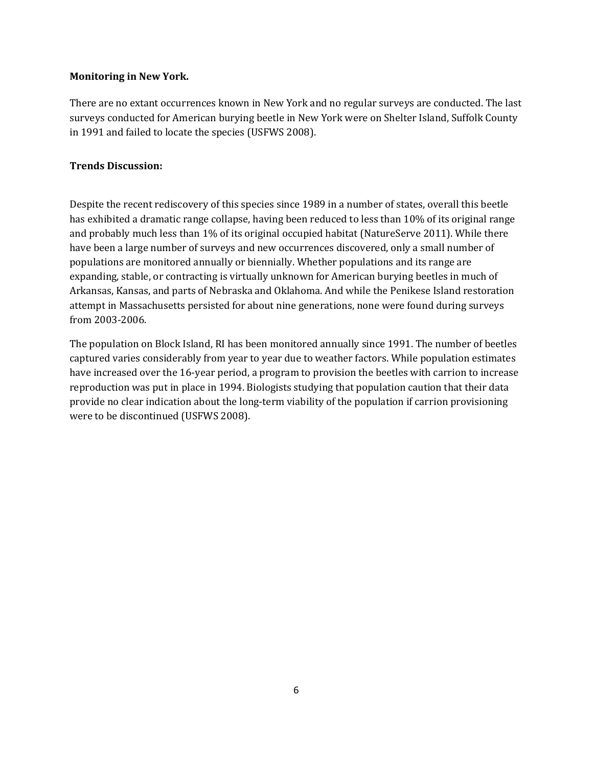**Monitoring in New York.**

There are no extant occurrences known in New York and no regular surveys are conducted. The last surveys conducted for American burying beetle in New York were on Shelter Island, Suffolk County in 1991 and failed to locate the species (USFWS 2008).

**Trends Discussion:**

Despite the recent rediscovery of this species since 1989 in a number of states, overall this beetle has exhibited a dramatic range collapse, having been reduced to less than 10% of its original range and probably much less than 1% of its original occupied habitat (NatureServe 2011). While there have been a large number of surveys and new occurrences discovered, only a small number of populations are monitored annually or biennially. Whether populations and its range are expanding, stable, or contracting is virtually unknown for American burying beetles in much of Arkansas, Kansas, and parts of Nebraska and Oklahoma. And while the Penikese Island restoration attempt in Massachusetts persisted for about nine generations, none were found during surveys from 2003-2006.

The population on Block Island, RI has been monitored annually since 1991. The number of beetles captured varies considerably from year to year due to weather factors. While population estimates have increased over the 16-year period, a program to provision the beetles with carrion to increase reproduction was put in place in 1994. Biologists studying that population caution that their data provide no clear indication about the long-term viability of the population if carrion provisioning were to be discontinued (USFWS 2008).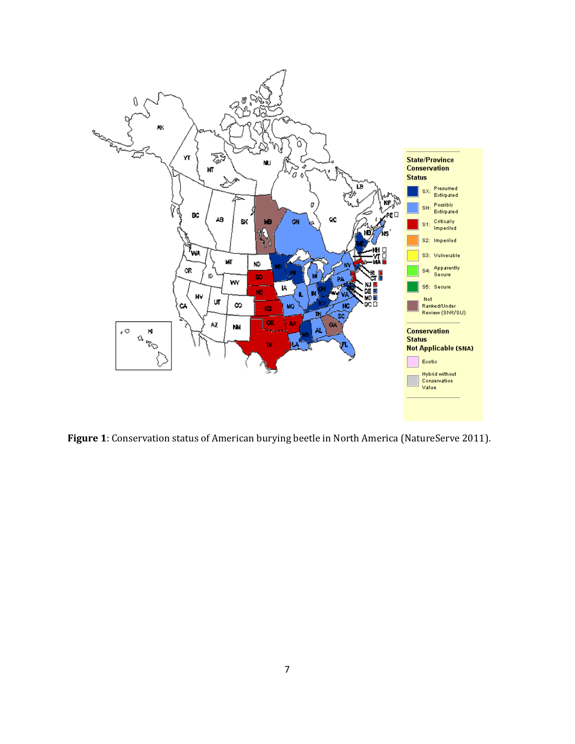State/Province Conservation Status

SX: Presumed Extirpated

SH: Possibly Extirpated

S1: Critically Imperiled

S2: Imperiled

S3: Vulnerable

S4: Apparently Secure

S5: Secure

Not Ranked/Under Review (SNR/SU)

Conservation Status Not Applicable (SNA)

Exotic

Hybrid without Conservation Value

**Figure 1**: Conservation status of American burying beetle in North America (NatureServe 2011).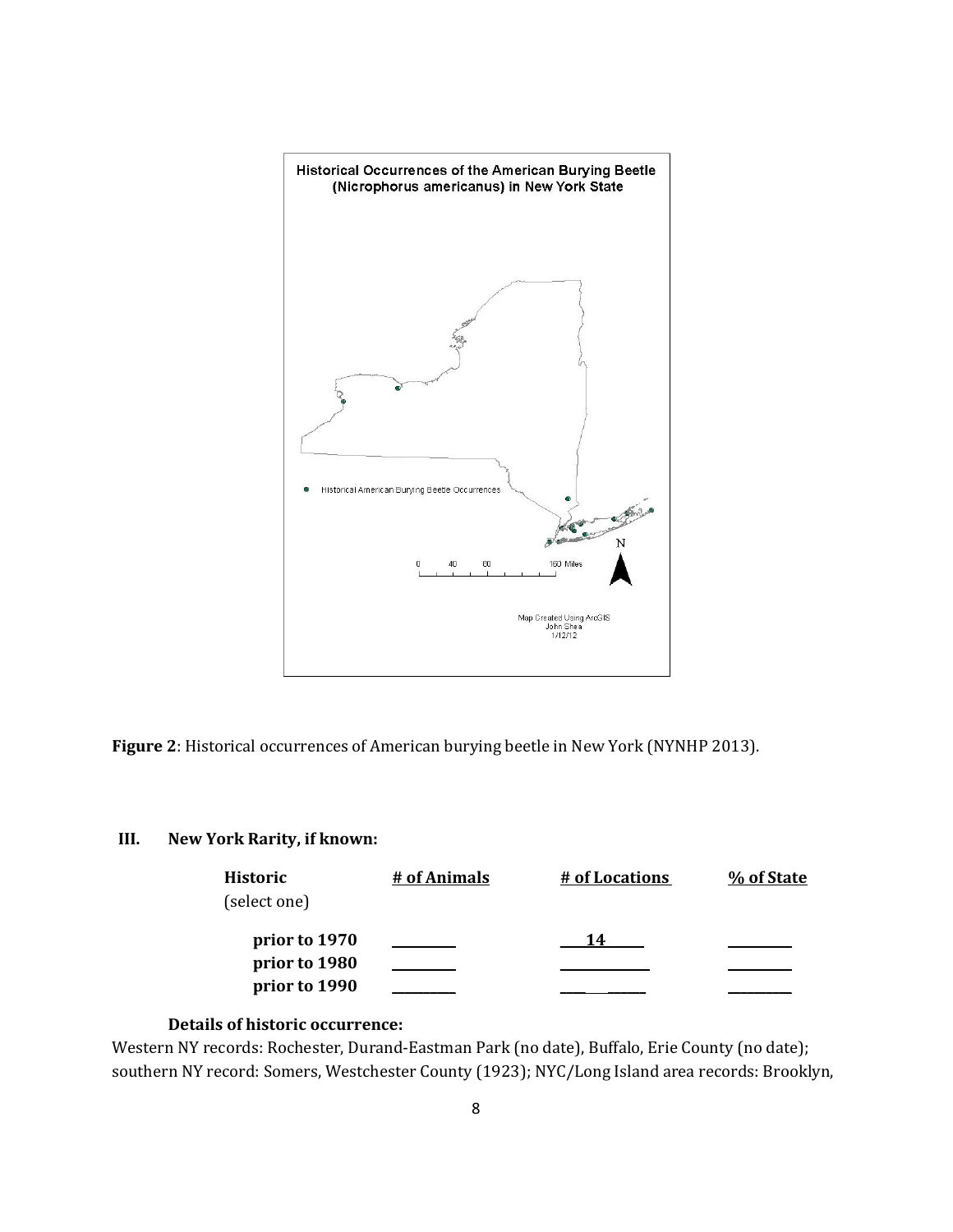Historical Occurrences of the American Burying Beetle (Nicrophorus americanus) in New York State

Historical American Burying Beetle Occurrences

0 40 80 160 Miles

N

Map Created Using ArcGIS
John Shea
1/12/12

**Figure 2**: Historical occurrences of American burying beetle in New York (NYNHP 2013).

### III. New York Rarity, if known:

| Historic (select one) | # of Animals | # of Locations | % of State |
|---|---|---|---|
| **prior to 1970** | ________ | 14 | ________ |
| **prior to 1980** | ________ | ________ | ________ |
| **prior to 1990** | ________ | ________ | ________ |

**Details of historic occurrence:**

Western NY records: Rochester, Durand-Eastman Park (no date), Buffalo, Erie County (no date); southern NY record: Somers, Westchester County (1923); NYC/Long Island area records: Brooklyn,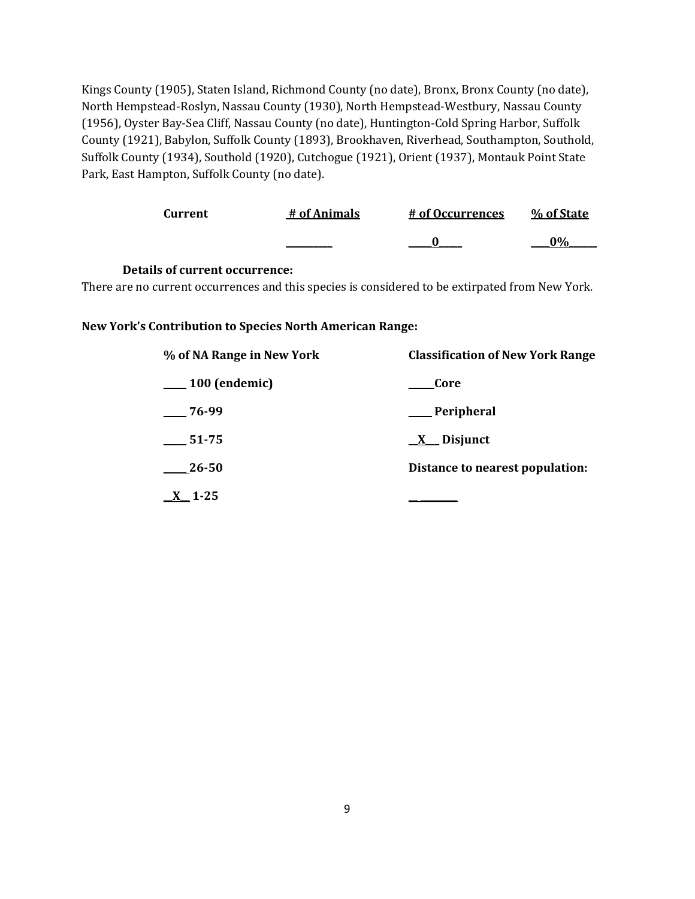Kings County (1905), Staten Island, Richmond County (no date), Bronx, Bronx County (no date), North Hempstead-Roslyn, Nassau County (1930), North Hempstead-Westbury, Nassau County (1956), Oyster Bay-Sea Cliff, Nassau County (no date), Huntington-Cold Spring Harbor, Suffolk County (1921), Babylon, Suffolk County (1893), Brookhaven, Riverhead, Southampton, Southold, Suffolk County (1934), Southold (1920), Cutchogue (1921), Orient (1937), Montauk Point State Park, East Hampton, Suffolk County (no date).

| Current | # of Animals | # of Occurrences | % of State |
|---|---|---|---|
| | ________ | ____0____ | ____0%_____ |

**Details of current occurrence:**

There are no current occurrences and this species is considered to be extirpated from New York.

**New York's Contribution to Species North American Range:**

| % of NA Range in New York | Classification of New York Range |
|---|---|
| ____ 100 (endemic) | _____Core |
| ____ 76-99 | ____ Peripheral |
| ____ 51-75 | __X__ Disjunct |
| _____26-50 | **Distance to nearest population:** |
| __X__ 1-25 | __ _______ |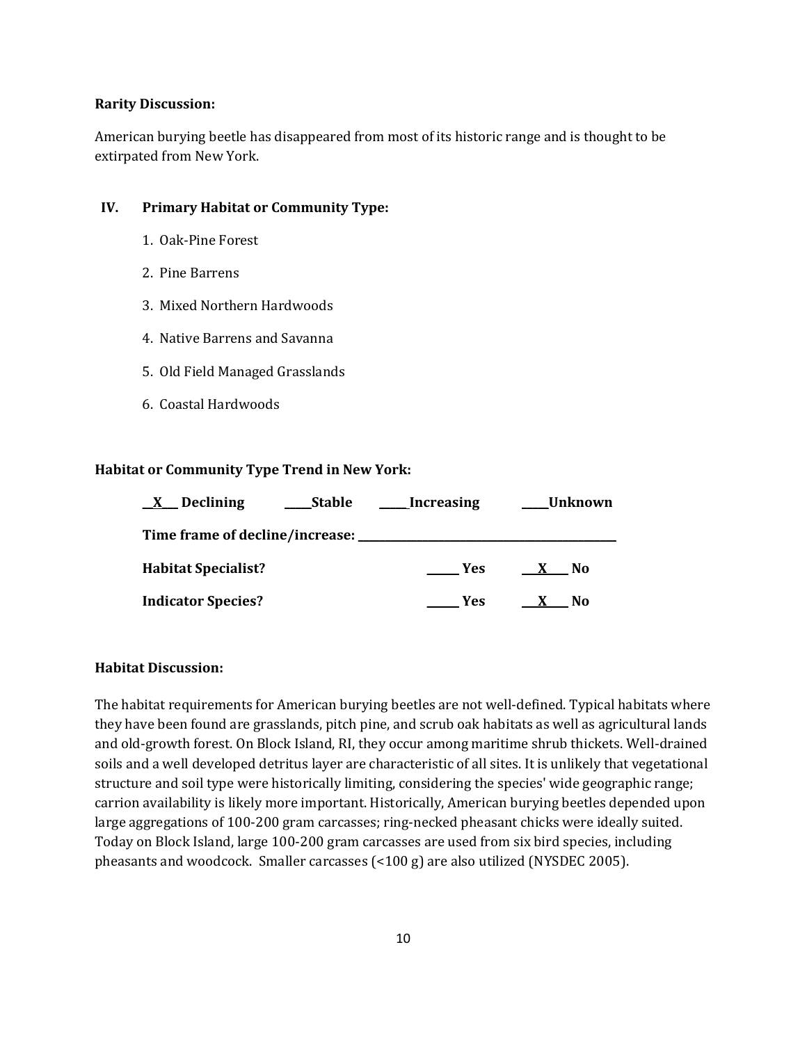**Rarity Discussion:**

American burying beetle has disappeared from most of its historic range and is thought to be extirpated from New York.

## IV. Primary Habitat or Community Type:

1. Oak-Pine Forest
2. Pine Barrens
3. Mixed Northern Hardwoods
4. Native Barrens and Savanna
5. Old Field Managed Grasslands
6. Coastal Hardwoods

**Habitat or Community Type Trend in New York:**

**__X__ Declining ____Stable ____Increasing ____Unknown**

**Time frame of decline/increase: ______________________**

**Habitat Specialist?** _____ **Yes** __X__ **No**

**Indicator Species?** _____ **Yes** __X__ **No**

**Habitat Discussion:**

The habitat requirements for American burying beetles are not well-defined. Typical habitats where they have been found are grasslands, pitch pine, and scrub oak habitats as well as agricultural lands and old-growth forest. On Block Island, RI, they occur among maritime shrub thickets. Well-drained soils and a well developed detritus layer are characteristic of all sites. It is unlikely that vegetational structure and soil type were historically limiting, considering the species' wide geographic range; carrion availability is likely more important. Historically, American burying beetles depended upon large aggregations of 100-200 gram carcasses; ring-necked pheasant chicks were ideally suited. Today on Block Island, large 100-200 gram carcasses are used from six bird species, including pheasants and woodcock. Smaller carcasses (<100 g) are also utilized (NYSDEC 2005).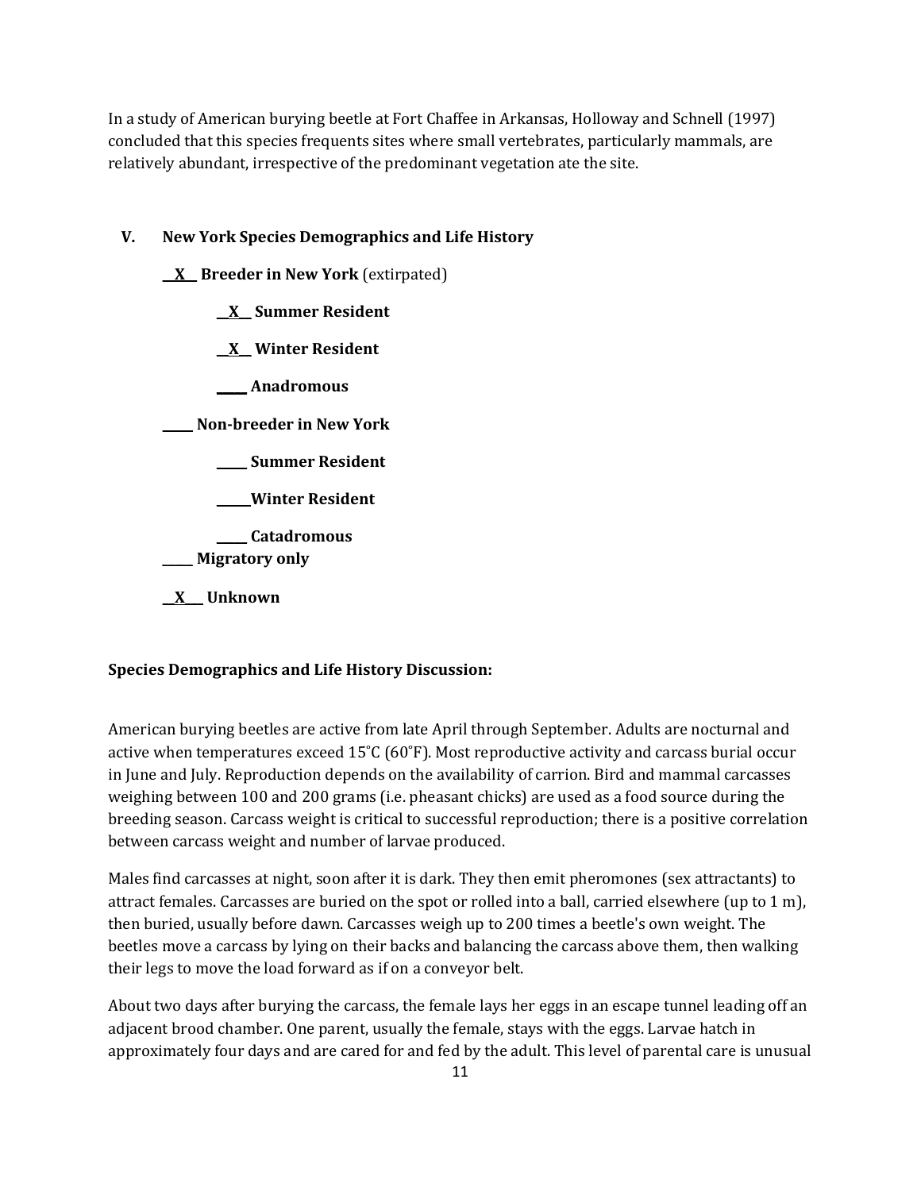In a study of American burying beetle at Fort Chaffee in Arkansas, Holloway and Schnell (1997) concluded that this species frequents sites where small vertebrates, particularly mammals, are relatively abundant, irrespective of the predominant vegetation ate the site.

## V. New York Species Demographics and Life History

__X__ **Breeder in New York** (extirpated)

  __X__ **Summer Resident**

  __X__ **Winter Resident**

  _____ **Anadromous**

_____ **Non-breeder in New York**

  _____ **Summer Resident**

  _____ **Winter Resident**

  _____ **Catadromous**

_____ **Migratory only**

__X__ **Unknown**

**Species Demographics and Life History Discussion:**

American burying beetles are active from late April through September. Adults are nocturnal and active when temperatures exceed 15˚C (60˚F). Most reproductive activity and carcass burial occur in June and July. Reproduction depends on the availability of carrion. Bird and mammal carcasses weighing between 100 and 200 grams (i.e. pheasant chicks) are used as a food source during the breeding season. Carcass weight is critical to successful reproduction; there is a positive correlation between carcass weight and number of larvae produced.

Males find carcasses at night, soon after it is dark. They then emit pheromones (sex attractants) to attract females. Carcasses are buried on the spot or rolled into a ball, carried elsewhere (up to 1 m), then buried, usually before dawn. Carcasses weigh up to 200 times a beetle's own weight. The beetles move a carcass by lying on their backs and balancing the carcass above them, then walking their legs to move the load forward as if on a conveyor belt.

About two days after burying the carcass, the female lays her eggs in an escape tunnel leading off an adjacent brood chamber. One parent, usually the female, stays with the eggs. Larvae hatch in approximately four days and are cared for and fed by the adult. This level of parental care is unusual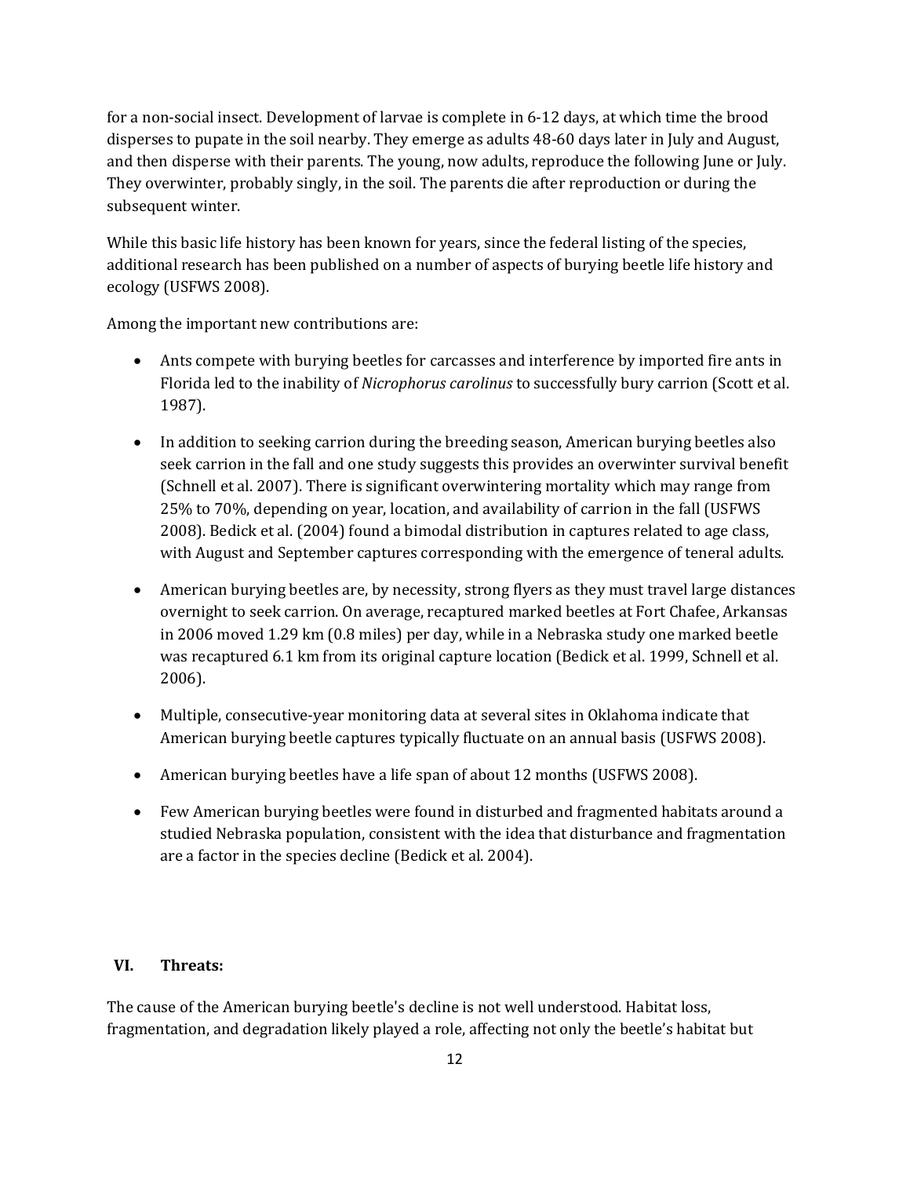for a non-social insect. Development of larvae is complete in 6-12 days, at which time the brood disperses to pupate in the soil nearby. They emerge as adults 48-60 days later in July and August, and then disperse with their parents. The young, now adults, reproduce the following June or July. They overwinter, probably singly, in the soil. The parents die after reproduction or during the subsequent winter.

While this basic life history has been known for years, since the federal listing of the species, additional research has been published on a number of aspects of burying beetle life history and ecology (USFWS 2008).

Among the important new contributions are:

- Ants compete with burying beetles for carcasses and interference by imported fire ants in Florida led to the inability of *Nicrophorus carolinus* to successfully bury carrion (Scott et al. 1987).
- In addition to seeking carrion during the breeding season, American burying beetles also seek carrion in the fall and one study suggests this provides an overwinter survival benefit (Schnell et al. 2007). There is significant overwintering mortality which may range from 25% to 70%, depending on year, location, and availability of carrion in the fall (USFWS 2008). Bedick et al. (2004) found a bimodal distribution in captures related to age class, with August and September captures corresponding with the emergence of teneral adults.
- American burying beetles are, by necessity, strong flyers as they must travel large distances overnight to seek carrion. On average, recaptured marked beetles at Fort Chafee, Arkansas in 2006 moved 1.29 km (0.8 miles) per day, while in a Nebraska study one marked beetle was recaptured 6.1 km from its original capture location (Bedick et al. 1999, Schnell et al. 2006).
- Multiple, consecutive-year monitoring data at several sites in Oklahoma indicate that American burying beetle captures typically fluctuate on an annual basis (USFWS 2008).
- American burying beetles have a life span of about 12 months (USFWS 2008).
- Few American burying beetles were found in disturbed and fragmented habitats around a studied Nebraska population, consistent with the idea that disturbance and fragmentation are a factor in the species decline (Bedick et al. 2004).

## VI. Threats:

The cause of the American burying beetle's decline is not well understood. Habitat loss, fragmentation, and degradation likely played a role, affecting not only the beetle's habitat but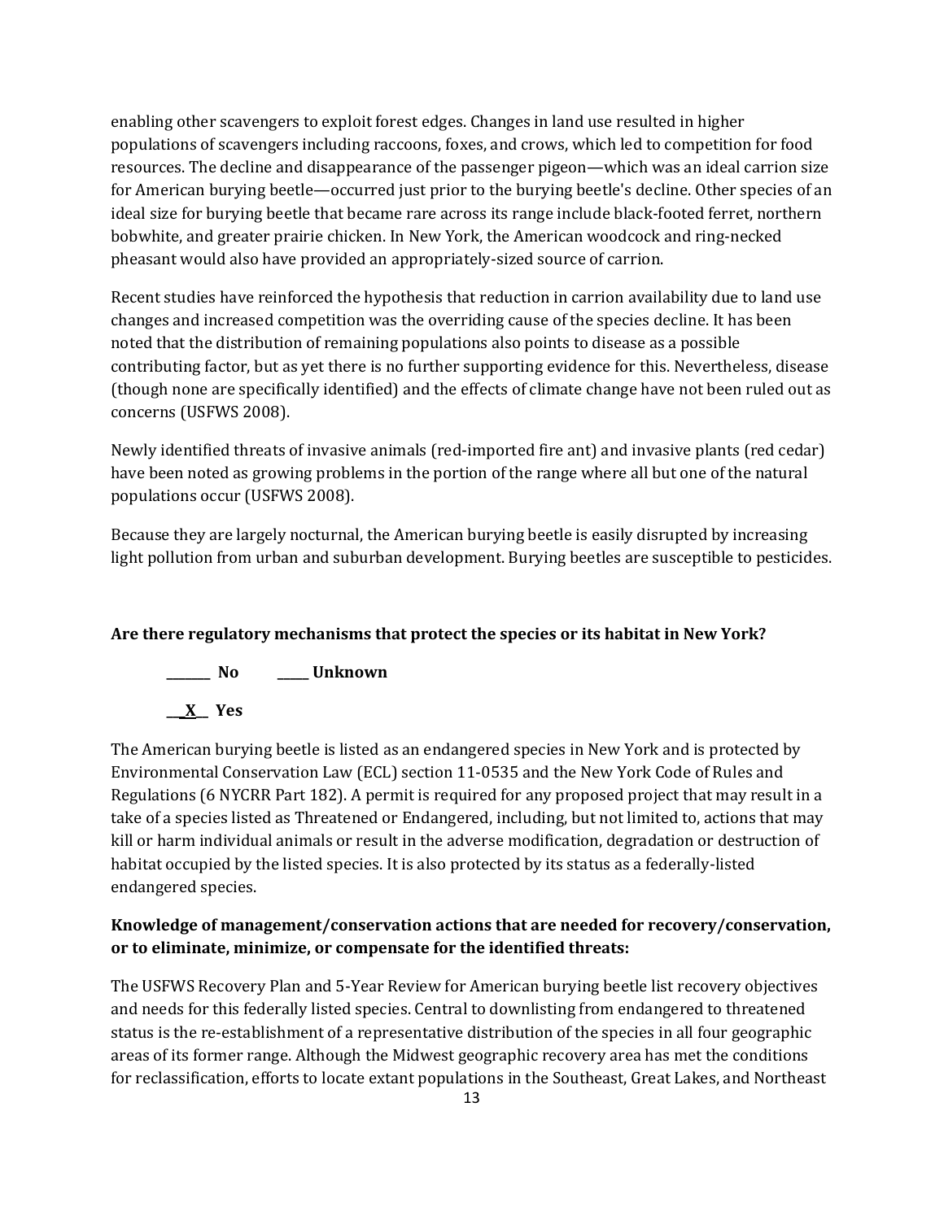enabling other scavengers to exploit forest edges. Changes in land use resulted in higher populations of scavengers including raccoons, foxes, and crows, which led to competition for food resources. The decline and disappearance of the passenger pigeon—which was an ideal carrion size for American burying beetle—occurred just prior to the burying beetle's decline. Other species of an ideal size for burying beetle that became rare across its range include black-footed ferret, northern bobwhite, and greater prairie chicken. In New York, the American woodcock and ring-necked pheasant would also have provided an appropriately-sized source of carrion.

Recent studies have reinforced the hypothesis that reduction in carrion availability due to land use changes and increased competition was the overriding cause of the species decline. It has been noted that the distribution of remaining populations also points to disease as a possible contributing factor, but as yet there is no further supporting evidence for this. Nevertheless, disease (though none are specifically identified) and the effects of climate change have not been ruled out as concerns (USFWS 2008).

Newly identified threats of invasive animals (red-imported fire ant) and invasive plants (red cedar) have been noted as growing problems in the portion of the range where all but one of the natural populations occur (USFWS 2008).

Because they are largely nocturnal, the American burying beetle is easily disrupted by increasing light pollution from urban and suburban development. Burying beetles are susceptible to pesticides.

**Are there regulatory mechanisms that protect the species or its habitat in New York?**

**_______ No  _____ Unknown**

**__X__ Yes**

The American burying beetle is listed as an endangered species in New York and is protected by Environmental Conservation Law (ECL) section 11-0535 and the New York Code of Rules and Regulations (6 NYCRR Part 182). A permit is required for any proposed project that may result in a take of a species listed as Threatened or Endangered, including, but not limited to, actions that may kill or harm individual animals or result in the adverse modification, degradation or destruction of habitat occupied by the listed species. It is also protected by its status as a federally-listed endangered species.

**Knowledge of management/conservation actions that are needed for recovery/conservation, or to eliminate, minimize, or compensate for the identified threats:**

The USFWS Recovery Plan and 5-Year Review for American burying beetle list recovery objectives and needs for this federally listed species. Central to downlisting from endangered to threatened status is the re-establishment of a representative distribution of the species in all four geographic areas of its former range. Although the Midwest geographic recovery area has met the conditions for reclassification, efforts to locate extant populations in the Southeast, Great Lakes, and Northeast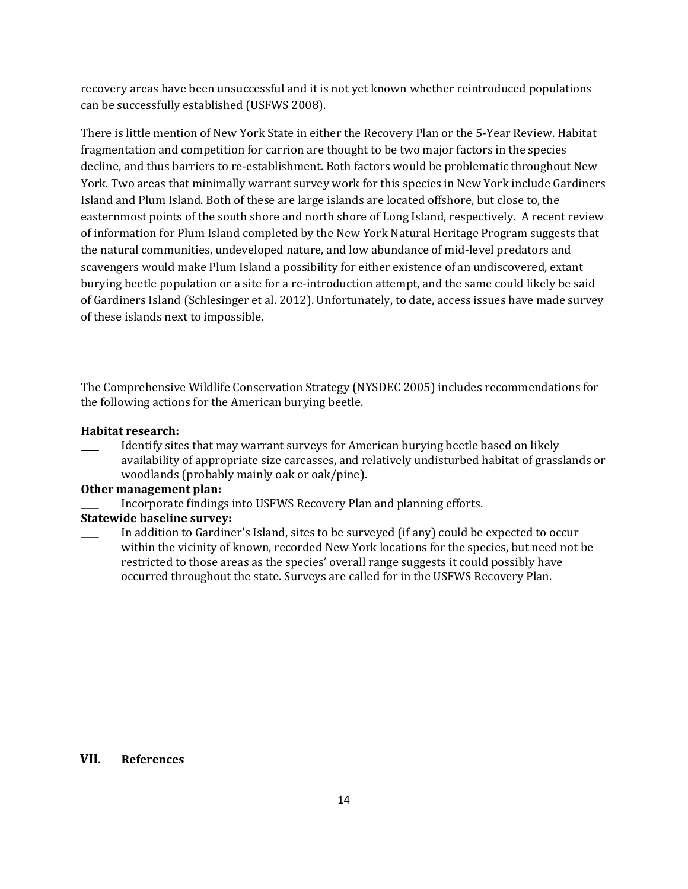recovery areas have been unsuccessful and it is not yet known whether reintroduced populations can be successfully established (USFWS 2008).

There is little mention of New York State in either the Recovery Plan or the 5-Year Review. Habitat fragmentation and competition for carrion are thought to be two major factors in the species decline, and thus barriers to re-establishment. Both factors would be problematic throughout New York. Two areas that minimally warrant survey work for this species in New York include Gardiners Island and Plum Island. Both of these are large islands are located offshore, but close to, the easternmost points of the south shore and north shore of Long Island, respectively. A recent review of information for Plum Island completed by the New York Natural Heritage Program suggests that the natural communities, undeveloped nature, and low abundance of mid-level predators and scavengers would make Plum Island a possibility for either existence of an undiscovered, extant burying beetle population or a site for a re-introduction attempt, and the same could likely be said of Gardiners Island (Schlesinger et al. 2012). Unfortunately, to date, access issues have made survey of these islands next to impossible.

The Comprehensive Wildlife Conservation Strategy (NYSDEC 2005) includes recommendations for the following actions for the American burying beetle.

**Habitat research:**

____ Identify sites that may warrant surveys for American burying beetle based on likely availability of appropriate size carcasses, and relatively undisturbed habitat of grasslands or woodlands (probably mainly oak or oak/pine).

**Other management plan:**

____ Incorporate findings into USFWS Recovery Plan and planning efforts.

**Statewide baseline survey:**

____ In addition to Gardiner's Island, sites to be surveyed (if any) could be expected to occur within the vicinity of known, recorded New York locations for the species, but need not be restricted to those areas as the species' overall range suggests it could possibly have occurred throughout the state. Surveys are called for in the USFWS Recovery Plan.

## VII. References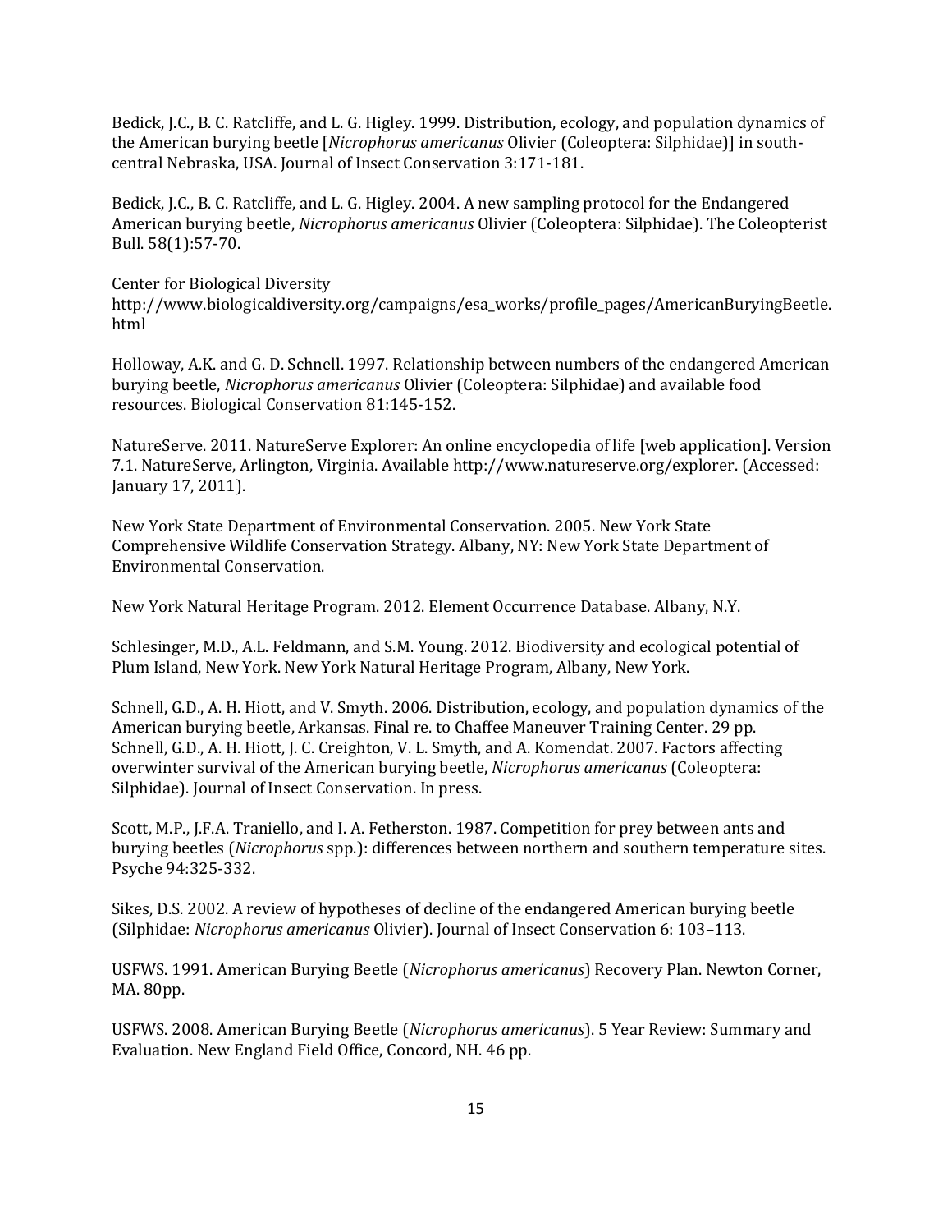Bedick, J.C., B. C. Ratcliffe, and L. G. Higley. 1999. Distribution, ecology, and population dynamics of the American burying beetle [*Nicrophorus americanus* Olivier (Coleoptera: Silphidae)] in south-central Nebraska, USA. Journal of Insect Conservation 3:171-181.

Bedick, J.C., B. C. Ratcliffe, and L. G. Higley. 2004. A new sampling protocol for the Endangered American burying beetle, *Nicrophorus americanus* Olivier (Coleoptera: Silphidae). The Coleopterist Bull. 58(1):57-70.

Center for Biological Diversity
http://www.biologicaldiversity.org/campaigns/esa_works/profile_pages/AmericanBuryingBeetle.html

Holloway, A.K. and G. D. Schnell. 1997. Relationship between numbers of the endangered American burying beetle, *Nicrophorus americanus* Olivier (Coleoptera: Silphidae) and available food resources. Biological Conservation 81:145-152.

NatureServe. 2011. NatureServe Explorer: An online encyclopedia of life [web application]. Version 7.1. NatureServe, Arlington, Virginia. Available http://www.natureserve.org/explorer. (Accessed: January 17, 2011).

New York State Department of Environmental Conservation. 2005. New York State Comprehensive Wildlife Conservation Strategy. Albany, NY: New York State Department of Environmental Conservation.

New York Natural Heritage Program. 2012. Element Occurrence Database. Albany, N.Y.

Schlesinger, M.D., A.L. Feldmann, and S.M. Young. 2012. Biodiversity and ecological potential of Plum Island, New York. New York Natural Heritage Program, Albany, New York.

Schnell, G.D., A. H. Hiott, and V. Smyth. 2006. Distribution, ecology, and population dynamics of the American burying beetle, Arkansas. Final re. to Chaffee Maneuver Training Center. 29 pp.
Schnell, G.D., A. H. Hiott, J. C. Creighton, V. L. Smyth, and A. Komendat. 2007. Factors affecting overwinter survival of the American burying beetle, *Nicrophorus americanus* (Coleoptera: Silphidae). Journal of Insect Conservation. In press.

Scott, M.P., J.F.A. Traniello, and I. A. Fetherston. 1987. Competition for prey between ants and burying beetles (*Nicrophorus* spp.): differences between northern and southern temperature sites. Psyche 94:325-332.

Sikes, D.S. 2002. A review of hypotheses of decline of the endangered American burying beetle (Silphidae: *Nicrophorus americanus* Olivier). Journal of Insect Conservation 6: 103–113.

USFWS. 1991. American Burying Beetle (*Nicrophorus americanus*) Recovery Plan. Newton Corner, MA. 80pp.

USFWS. 2008. American Burying Beetle (*Nicrophorus americanus*). 5 Year Review: Summary and Evaluation. New England Field Office, Concord, NH. 46 pp.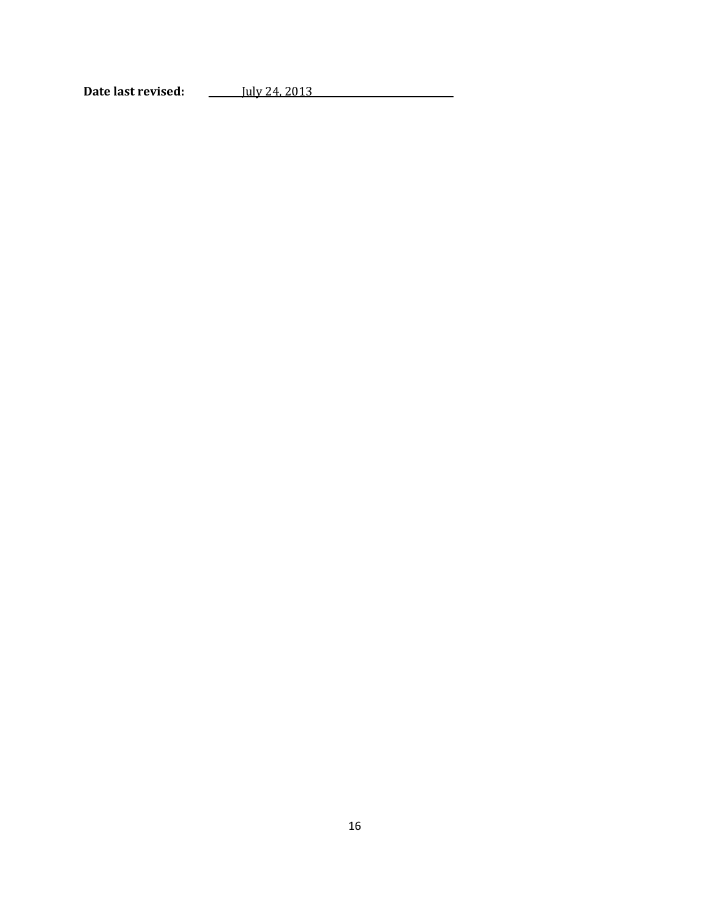**Date last revised:** July 24, 2013